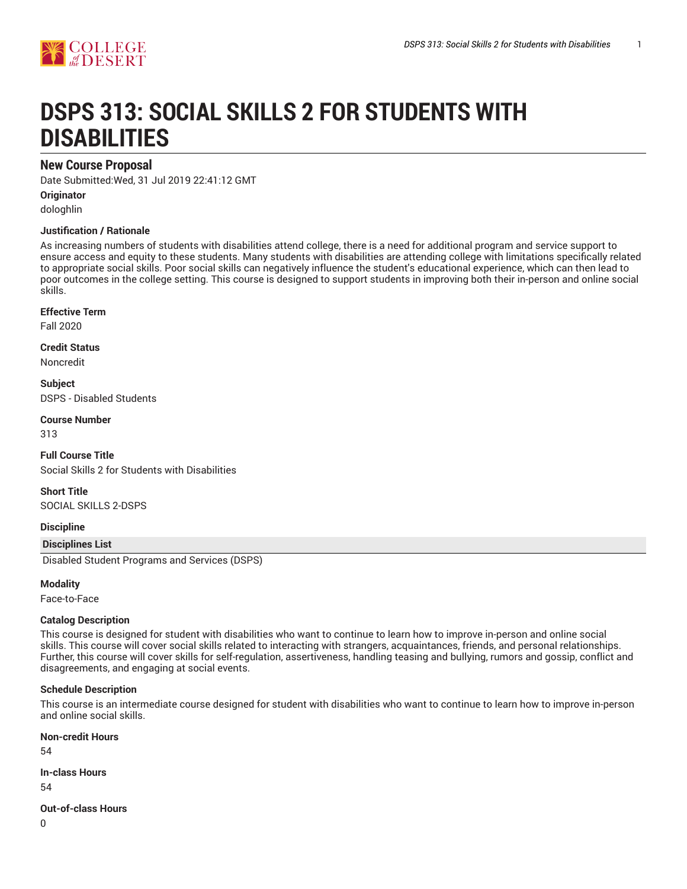# DSPS 313: SOCIAL SKILLS 2 FOR STUDENTS WITH DISABILITIES

## New Course Proposal

Date Submitted:Wed, 31 Jul 2019 22:41:12 GMT

**Originator**

dologhlin

**Justification / Rationale**

As increasing numbers of students with disabilities attend college, there is a need for additional program and service support to ensure access and equity to these students. Many students with disabilities are attending college with limitations specifically related to appropriate social skills. Poor social skills can negatively influence the student's educational experience, which can then lead to poor outcomes in the college setting. This course is designed to support students in improving both their in-person and online social skills.

**Effective Term**

Fall 2020

**Credit Status**

Noncredit

**Subject**

DSPS - Disabled Students

**Course Number**

313

**Full Course Title**

Social Skills 2 for Students with Disabilities

**Short Title**

SOCIAL SKILLS 2-DSPS

**Discipline**

| Disciplines List |
| --- |
| Disabled Student Programs and Services (DSPS) |

**Modality**

Face-to-Face

**Catalog Description**

This course is designed for student with disabilities who want to continue to learn how to improve in-person and online social skills. This course will cover social skills related to interacting with strangers, acquaintances, friends, and personal relationships. Further, this course will cover skills for self-regulation, assertiveness, handling teasing and bullying, rumors and gossip, conflict and disagreements, and engaging at social events.

**Schedule Description**

This course is an intermediate course designed for student with disabilities who want to continue to learn how to improve in-person and online social skills.

**Non-credit Hours**

54

**In-class Hours**

54

**Out-of-class Hours**

0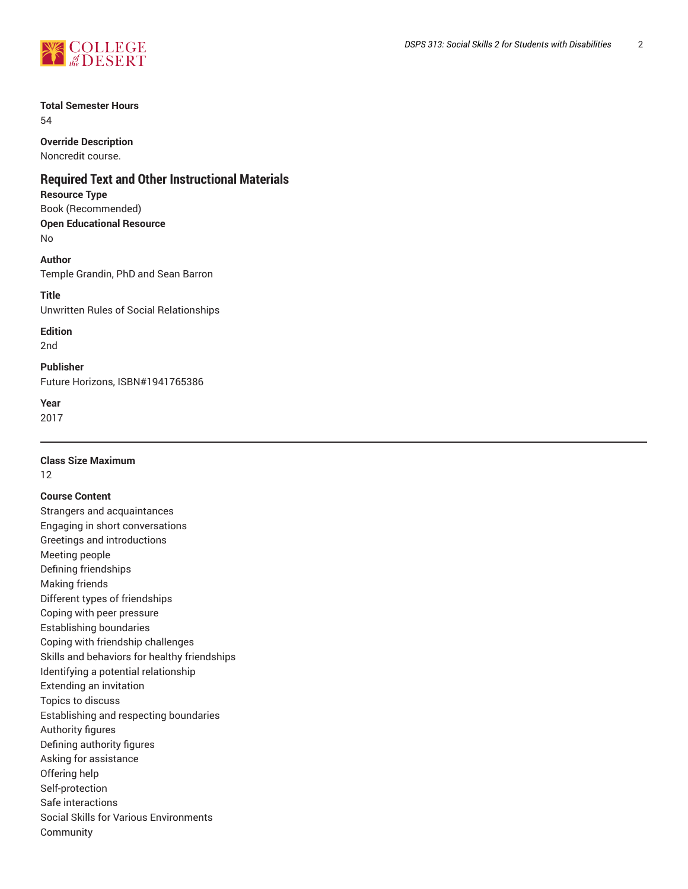**Total Semester Hours**
54

**Override Description**
Noncredit course.

## Required Text and Other Instructional Materials

**Resource Type**
Book (Recommended)

**Open Educational Resource**
No

**Author**
Temple Grandin, PhD and Sean Barron

**Title**
Unwritten Rules of Social Relationships

**Edition**
2nd

**Publisher**
Future Horizons, ISBN#1941765386

**Year**
2017

---

**Class Size Maximum**
12

**Course Content**
Strangers and acquaintances
Engaging in short conversations
Greetings and introductions
Meeting people
Defining friendships
Making friends
Different types of friendships
Coping with peer pressure
Establishing boundaries
Coping with friendship challenges
Skills and behaviors for healthy friendships
Identifying a potential relationship
Extending an invitation
Topics to discuss
Establishing and respecting boundaries
Authority figures
Defining authority figures
Asking for assistance
Offering help
Self-protection
Safe interactions
Social Skills for Various Environments
Community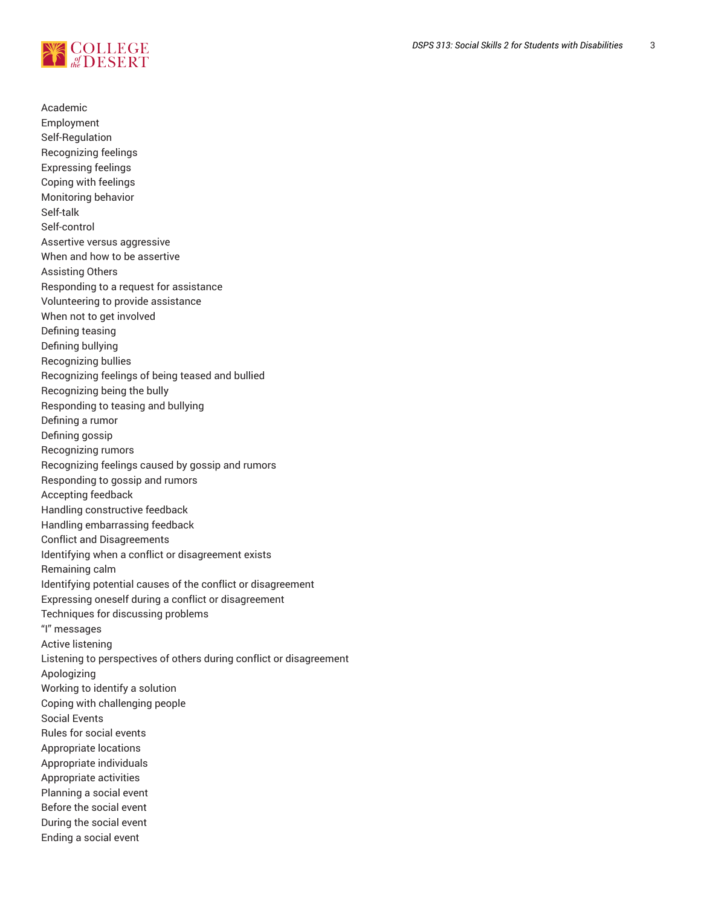Academic
Employment
Self-Regulation
Recognizing feelings
Expressing feelings
Coping with feelings
Monitoring behavior
Self-talk
Self-control
Assertive versus aggressive
When and how to be assertive
Assisting Others
Responding to a request for assistance
Volunteering to provide assistance
When not to get involved
Defining teasing
Defining bullying
Recognizing bullies
Recognizing feelings of being teased and bullied
Recognizing being the bully
Responding to teasing and bullying
Defining a rumor
Defining gossip
Recognizing rumors
Recognizing feelings caused by gossip and rumors
Responding to gossip and rumors
Accepting feedback
Handling constructive feedback
Handling embarrassing feedback
Conflict and Disagreements
Identifying when a conflict or disagreement exists
Remaining calm
Identifying potential causes of the conflict or disagreement
Expressing oneself during a conflict or disagreement
Techniques for discussing problems
"I" messages
Active listening
Listening to perspectives of others during conflict or disagreement
Apologizing
Working to identify a solution
Coping with challenging people
Social Events
Rules for social events
Appropriate locations
Appropriate individuals
Appropriate activities
Planning a social event
Before the social event
During the social event
Ending a social event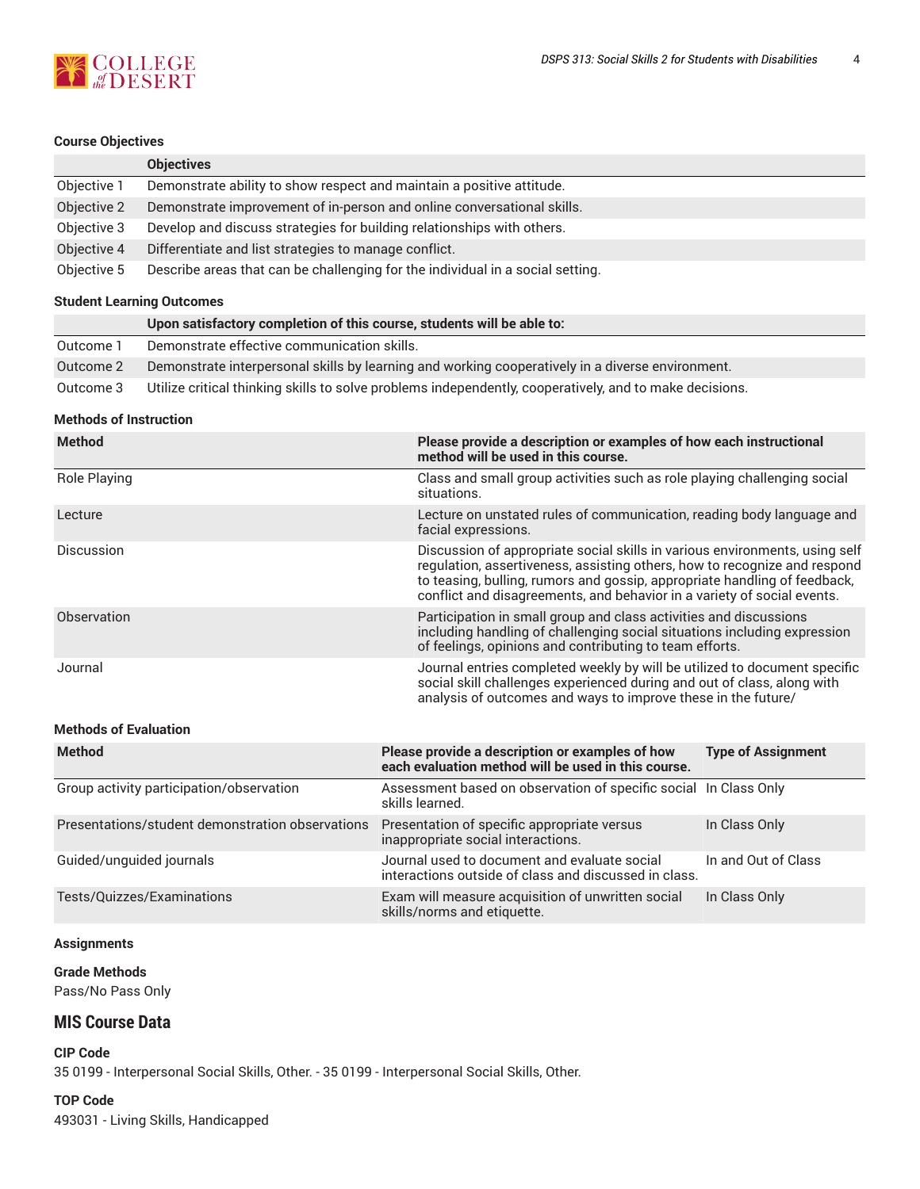### Course Objectives

| | Objectives |
|---|---|
| Objective 1 | Demonstrate ability to show respect and maintain a positive attitude. |
| Objective 2 | Demonstrate improvement of in-person and online conversational skills. |
| Objective 3 | Develop and discuss strategies for building relationships with others. |
| Objective 4 | Differentiate and list strategies to manage conflict. |
| Objective 5 | Describe areas that can be challenging for the individual in a social setting. |

### Student Learning Outcomes

| | Upon satisfactory completion of this course, students will be able to: |
|---|---|
| Outcome 1 | Demonstrate effective communication skills. |
| Outcome 2 | Demonstrate interpersonal skills by learning and working cooperatively in a diverse environment. |
| Outcome 3 | Utilize critical thinking skills to solve problems independently, cooperatively, and to make decisions. |

### Methods of Instruction

| Method | Please provide a description or examples of how each instructional method will be used in this course. |
|---|---|
| Role Playing | Class and small group activities such as role playing challenging social situations. |
| Lecture | Lecture on unstated rules of communication, reading body language and facial expressions. |
| Discussion | Discussion of appropriate social skills in various environments, using self regulation, assertiveness, assisting others, how to recognize and respond to teasing, bulling, rumors and gossip, appropriate handling of feedback, conflict and disagreements, and behavior in a variety of social events. |
| Observation | Participation in small group and class activities and discussions including handling of challenging social situations including expression of feelings, opinions and contributing to team efforts. |
| Journal | Journal entries completed weekly by will be utilized to document specific social skill challenges experienced during and out of class, along with analysis of outcomes and ways to improve these in the future/ |

### Methods of Evaluation

| Method | Please provide a description or examples of how each evaluation method will be used in this course. | Type of Assignment |
|---|---|---|
| Group activity participation/observation | Assessment based on observation of specific social skills learned. | In Class Only |
| Presentations/student demonstration observations | Presentation of specific appropriate versus inappropriate social interactions. | In Class Only |
| Guided/unguided journals | Journal used to document and evaluate social interactions outside of class and discussed in class. | In and Out of Class |
| Tests/Quizzes/Examinations | Exam will measure acquisition of unwritten social skills/norms and etiquette. | In Class Only |

### Assignments

### Grade Methods

Pass/No Pass Only

## MIS Course Data

### CIP Code

35 0199 - Interpersonal Social Skills, Other. - 35 0199 - Interpersonal Social Skills, Other.

### TOP Code

493031 - Living Skills, Handicapped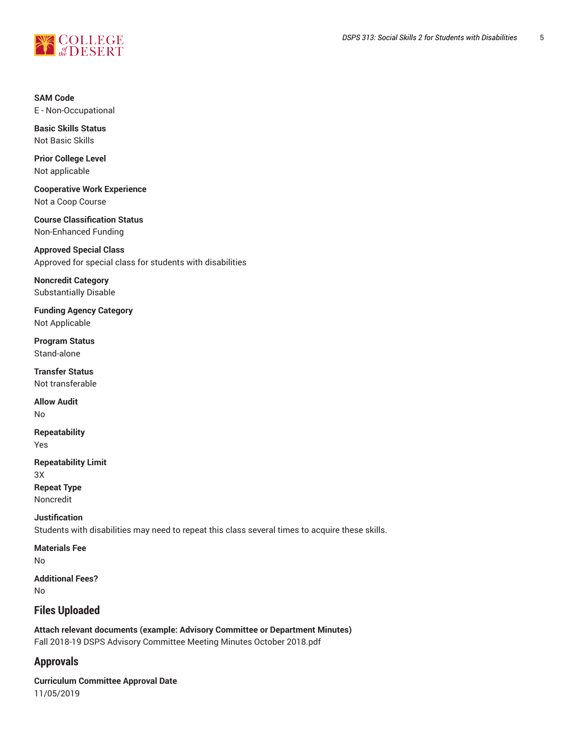**SAM Code**
E - Non-Occupational

**Basic Skills Status**
Not Basic Skills

**Prior College Level**
Not applicable

**Cooperative Work Experience**
Not a Coop Course

**Course Classification Status**
Non-Enhanced Funding

**Approved Special Class**
Approved for special class for students with disabilities

**Noncredit Category**
Substantially Disable

**Funding Agency Category**
Not Applicable

**Program Status**
Stand-alone

**Transfer Status**
Not transferable

**Allow Audit**
No

**Repeatability**
Yes

**Repeatability Limit**
3X

**Repeat Type**
Noncredit

**Justification**
Students with disabilities may need to repeat this class several times to acquire these skills.

**Materials Fee**
No

**Additional Fees?**
No

## Files Uploaded

**Attach relevant documents (example: Advisory Committee or Department Minutes)**
Fall 2018-19 DSPS Advisory Committee Meeting Minutes October 2018.pdf

## Approvals

**Curriculum Committee Approval Date**
11/05/2019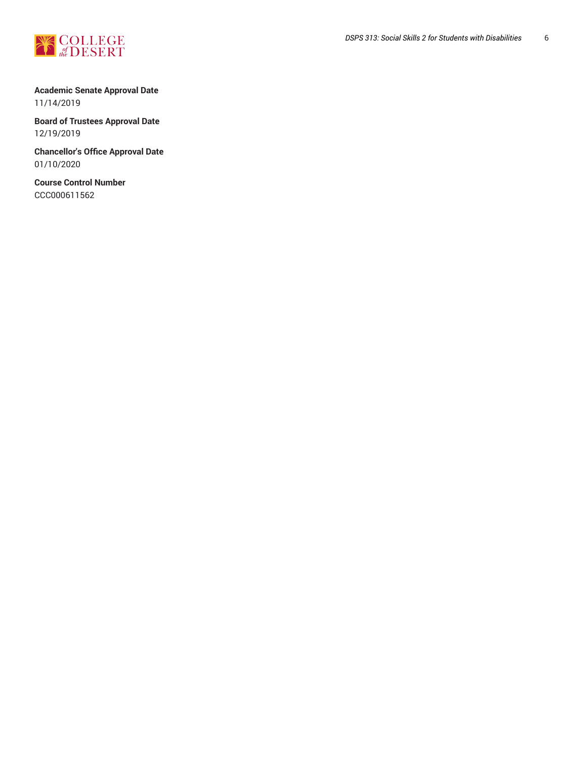**Academic Senate Approval Date**
11/14/2019

**Board of Trustees Approval Date**
12/19/2019

**Chancellor's Office Approval Date**
01/10/2020

**Course Control Number**
CCC000611562